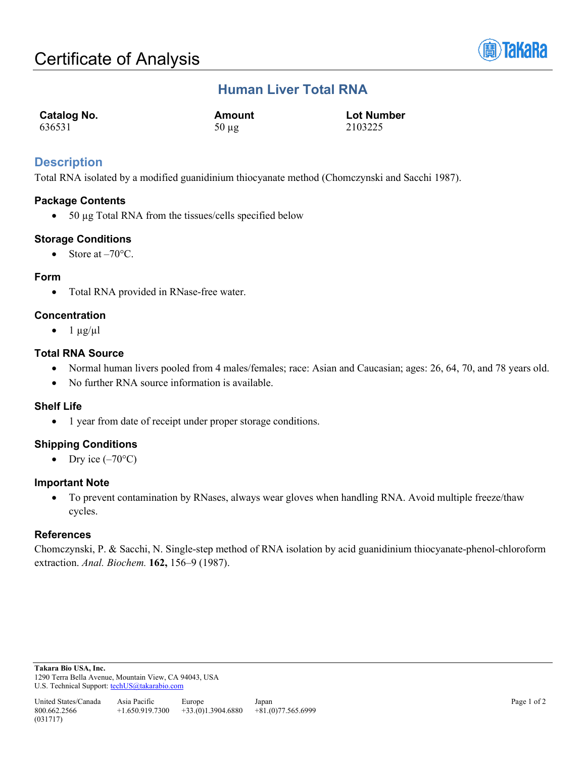# Certificate of Analysis

## Human Liver Total RNA

| Catalog No. | Amount | Lot Number |
|---|---|---|
| 636531 | 50 µg | 2103225 |

## Description

Total RNA isolated by a modified guanidinium thiocyanate method (Chomczynski and Sacchi 1987).

### Package Contents

- 50 µg Total RNA from the tissues/cells specified below

### Storage Conditions

- Store at –70°C.

### Form

- Total RNA provided in RNase-free water.

### Concentration

- 1 µg/µl

### Total RNA Source

- Normal human livers pooled from 4 males/females; race: Asian and Caucasian; ages: 26, 64, 70, and 78 years old.
- No further RNA source information is available.

### Shelf Life

- 1 year from date of receipt under proper storage conditions.

### Shipping Conditions

- Dry ice (–70°C)

### Important Note

- To prevent contamination by RNases, always wear gloves when handling RNA. Avoid multiple freeze/thaw cycles.

### References

Chomczynski, P. & Sacchi, N. Single-step method of RNA isolation by acid guanidinium thiocyanate-phenol-chloroform extraction. *Anal. Biochem.* **162,** 156–9 (1987).

**Takara Bio USA, Inc.**
1290 Terra Bella Avenue, Mountain View, CA 94043, USA
U.S. Technical Support: techUS@takarabio.com

| United States/Canada | Asia Pacific | Europe | Japan |
|---|---|---|---|
| 800.662.2566 | +1.650.919.7300 | +33.(0)1.3904.6880 | +81.(0)77.565.6999 |

(031717)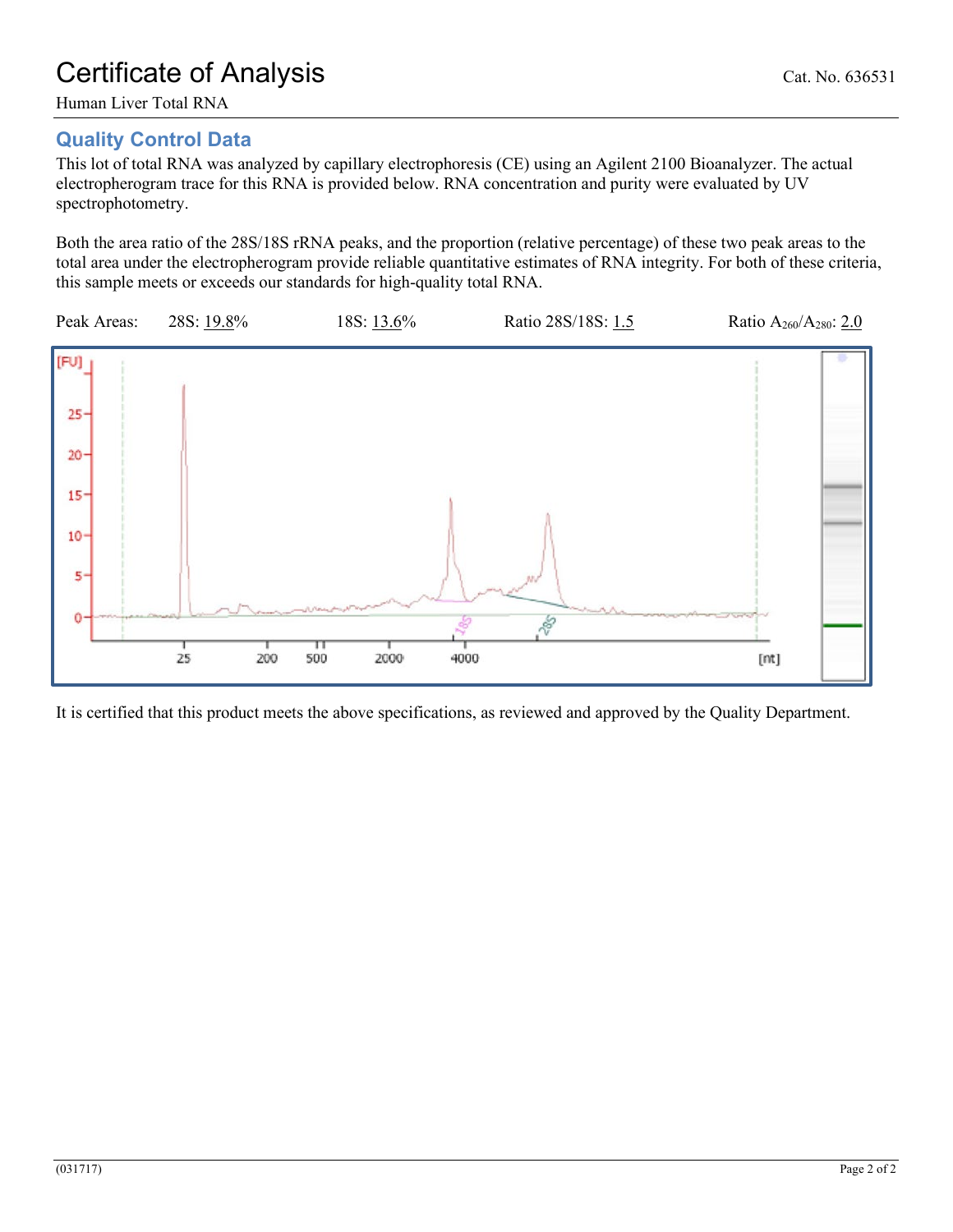# Certificate of Analysis

Cat. No. 636531

Human Liver Total RNA

## Quality Control Data

This lot of total RNA was analyzed by capillary electrophoresis (CE) using an Agilent 2100 Bioanalyzer. The actual electropherogram trace for this RNA is provided below. RNA concentration and purity were evaluated by UV spectrophotometry.

Both the area ratio of the 28S/18S rRNA peaks, and the proportion (relative percentage) of these two peak areas to the total area under the electropherogram provide reliable quantitative estimates of RNA integrity. For both of these criteria, this sample meets or exceeds our standards for high-quality total RNA.

Peak Areas: 28S: 19.8% 18S: 13.6% Ratio 28S/18S: 1.5 Ratio $A_{260}/A_{280}$: 2.0

It is certified that this product meets the above specifications, as reviewed and approved by the Quality Department.

(031717)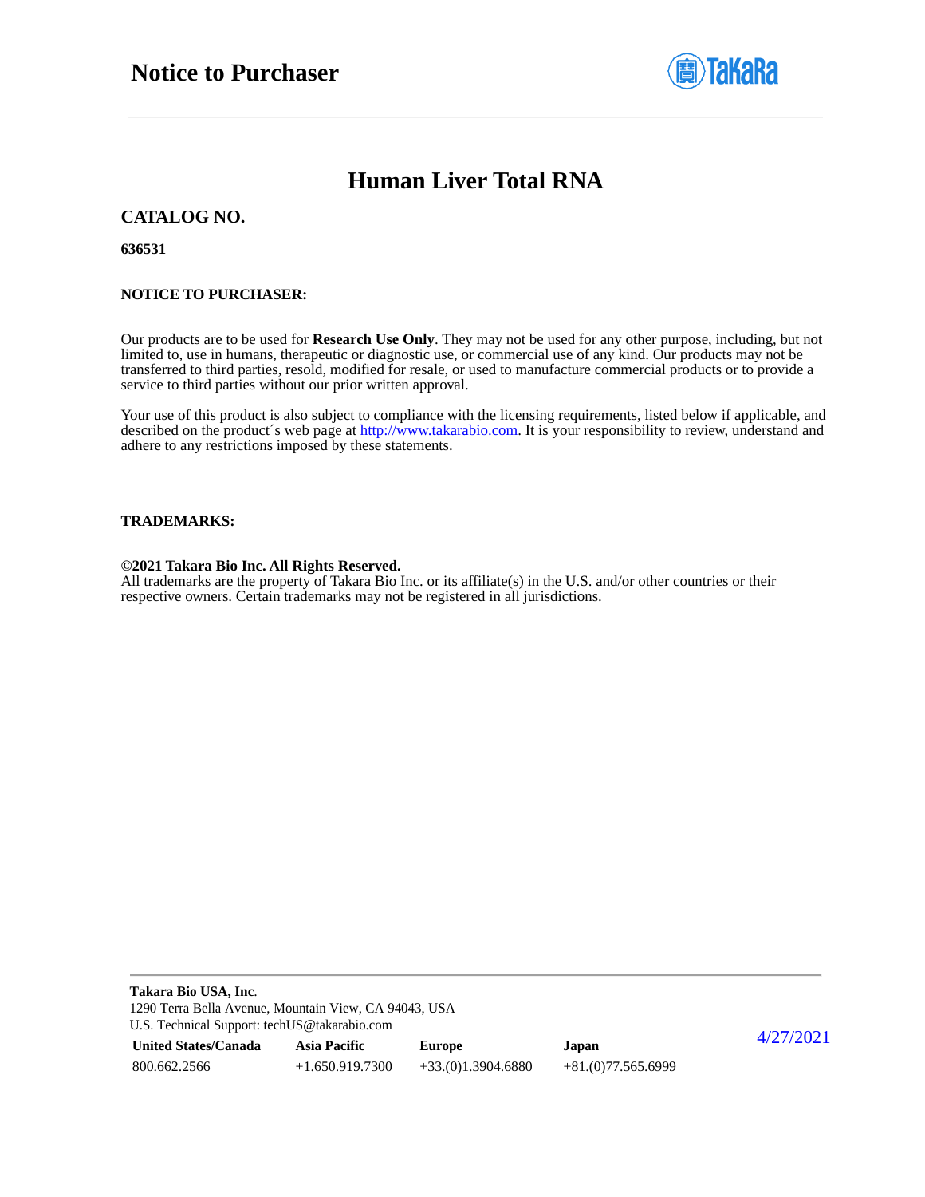# Human Liver Total RNA

## CATALOG NO.

**636531**

**NOTICE TO PURCHASER:**

Our products are to be used for **Research Use Only**. They may not be used for any other purpose, including, but not limited to, use in humans, therapeutic or diagnostic use, or commercial use of any kind. Our products may not be transferred to third parties, resold, modified for resale, or used to manufacture commercial products or to provide a service to third parties without our prior written approval.

Your use of this product is also subject to compliance with the licensing requirements, listed below if applicable, and described on the product´s web page at http://www.takarabio.com. It is your responsibility to review, understand and adhere to any restrictions imposed by these statements.

**TRADEMARKS:**

**©2021 Takara Bio Inc. All Rights Reserved.**
All trademarks are the property of Takara Bio Inc. or its affiliate(s) in the U.S. and/or other countries or their respective owners. Certain trademarks may not be registered in all jurisdictions.

**Takara Bio USA, Inc**.
1290 Terra Bella Avenue, Mountain View, CA 94043, USA
U.S. Technical Support: techUS@takarabio.com

| United States/Canada | Asia Pacific | Europe | Japan |
|---|---|---|---|
| 800.662.2566 | +1.650.919.7300 | +33.(0)1.3904.6880 | +81.(0)77.565.6999 |

4/27/2021